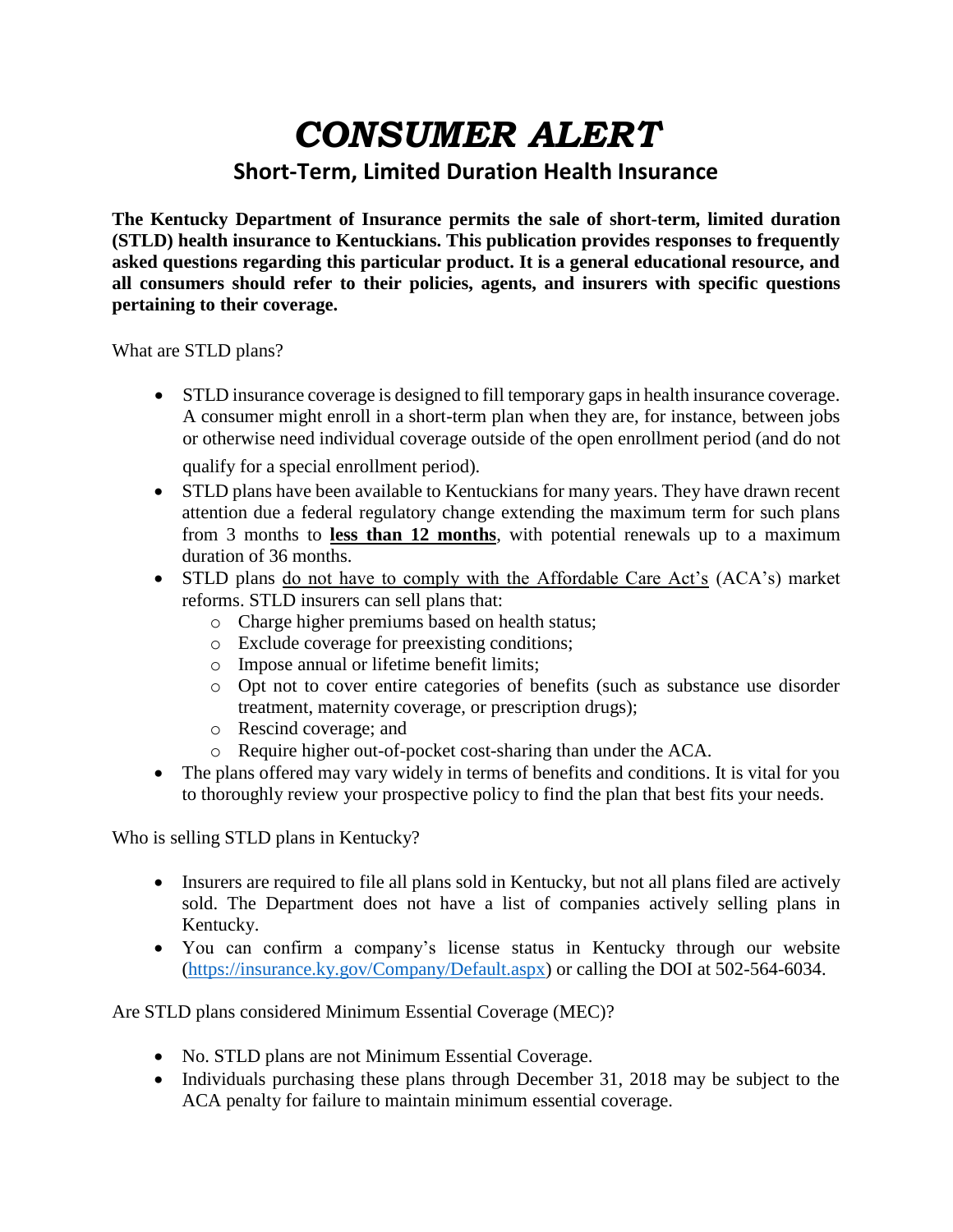# *CONSUMER ALERT*

## Short-Term, Limited Duration Health Insurance

**The Kentucky Department of Insurance permits the sale of short-term, limited duration (STLD) health insurance to Kentuckians. This publication provides responses to frequently asked questions regarding this particular product. It is a general educational resource, and all consumers should refer to their policies, agents, and insurers with specific questions pertaining to their coverage.**

What are STLD plans?

- STLD insurance coverage is designed to fill temporary gaps in health insurance coverage. A consumer might enroll in a short-term plan when they are, for instance, between jobs or otherwise need individual coverage outside of the open enrollment period (and do not qualify for a special enrollment period).
- STLD plans have been available to Kentuckians for many years. They have drawn recent attention due a federal regulatory change extending the maximum term for such plans from 3 months to <u>**less than 12 months**</u>, with potential renewals up to a maximum duration of 36 months.
- STLD plans <u>do not have to comply with the Affordable Care Act's</u> (ACA's) market reforms. STLD insurers can sell plans that:
  - Charge higher premiums based on health status;
  - Exclude coverage for preexisting conditions;
  - Impose annual or lifetime benefit limits;
  - Opt not to cover entire categories of benefits (such as substance use disorder treatment, maternity coverage, or prescription drugs);
  - Rescind coverage; and
  - Require higher out-of-pocket cost-sharing than under the ACA.
- The plans offered may vary widely in terms of benefits and conditions. It is vital for you to thoroughly review your prospective policy to find the plan that best fits your needs.

Who is selling STLD plans in Kentucky?

- Insurers are required to file all plans sold in Kentucky, but not all plans filed are actively sold. The Department does not have a list of companies actively selling plans in Kentucky.
- You can confirm a company's license status in Kentucky through our website (https://insurance.ky.gov/Company/Default.aspx) or calling the DOI at 502-564-6034.

Are STLD plans considered Minimum Essential Coverage (MEC)?

- No. STLD plans are not Minimum Essential Coverage.
- Individuals purchasing these plans through December 31, 2018 may be subject to the ACA penalty for failure to maintain minimum essential coverage.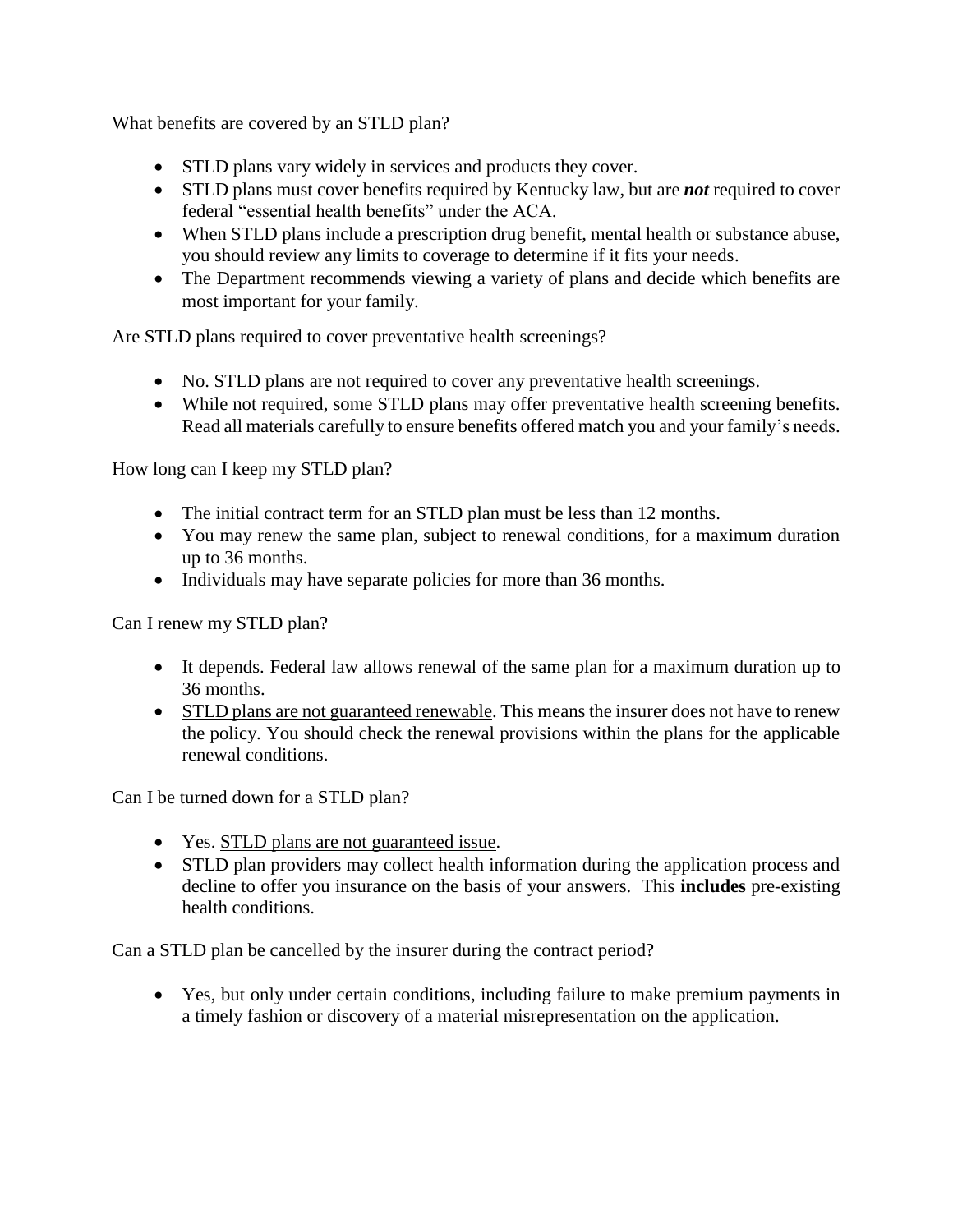What benefits are covered by an STLD plan?

- STLD plans vary widely in services and products they cover.
- STLD plans must cover benefits required by Kentucky law, but are ***not*** required to cover federal "essential health benefits" under the ACA.
- When STLD plans include a prescription drug benefit, mental health or substance abuse, you should review any limits to coverage to determine if it fits your needs.
- The Department recommends viewing a variety of plans and decide which benefits are most important for your family.

Are STLD plans required to cover preventative health screenings?

- No. STLD plans are not required to cover any preventative health screenings.
- While not required, some STLD plans may offer preventative health screening benefits. Read all materials carefully to ensure benefits offered match you and your family's needs.

How long can I keep my STLD plan?

- The initial contract term for an STLD plan must be less than 12 months.
- You may renew the same plan, subject to renewal conditions, for a maximum duration up to 36 months.
- Individuals may have separate policies for more than 36 months.

Can I renew my STLD plan?

- It depends. Federal law allows renewal of the same plan for a maximum duration up to 36 months.
- <u>STLD plans are not guaranteed renewable</u>. This means the insurer does not have to renew the policy. You should check the renewal provisions within the plans for the applicable renewal conditions.

Can I be turned down for a STLD plan?

- Yes. <u>STLD plans are not guaranteed issue</u>.
- STLD plan providers may collect health information during the application process and decline to offer you insurance on the basis of your answers. This **includes** pre-existing health conditions.

Can a STLD plan be cancelled by the insurer during the contract period?

- Yes, but only under certain conditions, including failure to make premium payments in a timely fashion or discovery of a material misrepresentation on the application.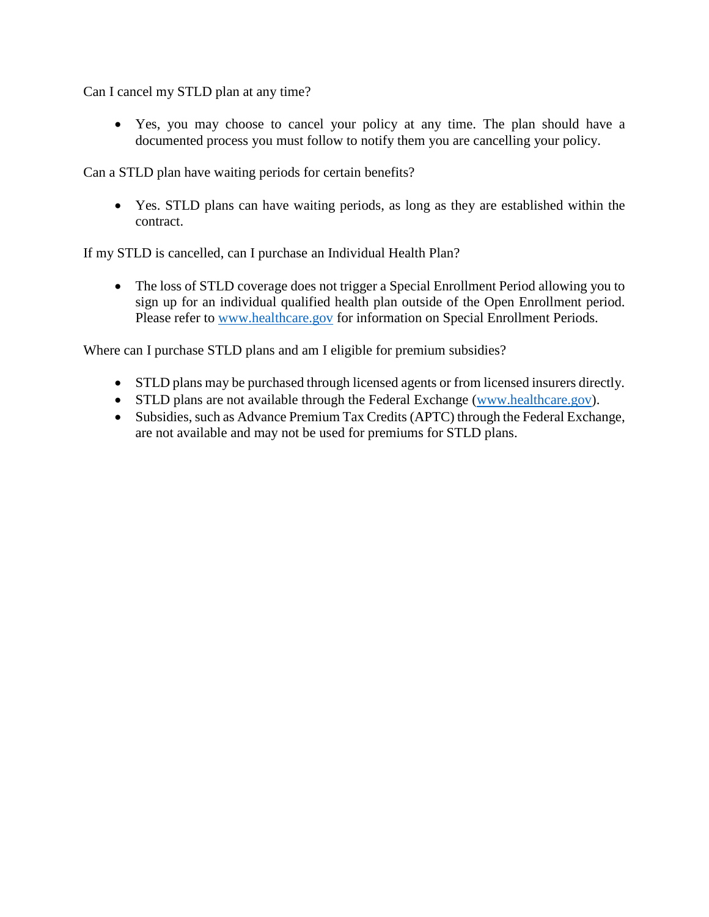Can I cancel my STLD plan at any time?

- Yes, you may choose to cancel your policy at any time. The plan should have a documented process you must follow to notify them you are cancelling your policy.

Can a STLD plan have waiting periods for certain benefits?

- Yes. STLD plans can have waiting periods, as long as they are established within the contract.

If my STLD is cancelled, can I purchase an Individual Health Plan?

- The loss of STLD coverage does not trigger a Special Enrollment Period allowing you to sign up for an individual qualified health plan outside of the Open Enrollment period. Please refer to [www.healthcare.gov](http://www.healthcare.gov) for information on Special Enrollment Periods.

Where can I purchase STLD plans and am I eligible for premium subsidies?

- STLD plans may be purchased through licensed agents or from licensed insurers directly.
- STLD plans are not available through the Federal Exchange ([www.healthcare.gov](http://www.healthcare.gov)).
- Subsidies, such as Advance Premium Tax Credits (APTC) through the Federal Exchange, are not available and may not be used for premiums for STLD plans.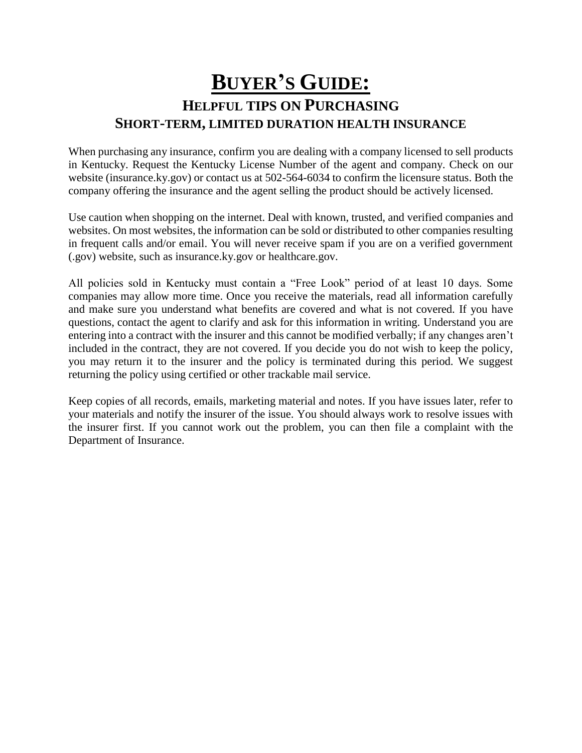# **BUYER'S GUIDE:**

## HELPFUL TIPS ON PURCHASING

## SHORT-TERM, LIMITED DURATION HEALTH INSURANCE

When purchasing any insurance, confirm you are dealing with a company licensed to sell products in Kentucky. Request the Kentucky License Number of the agent and company. Check on our website (insurance.ky.gov) or contact us at 502-564-6034 to confirm the licensure status. Both the company offering the insurance and the agent selling the product should be actively licensed.

Use caution when shopping on the internet. Deal with known, trusted, and verified companies and websites. On most websites, the information can be sold or distributed to other companies resulting in frequent calls and/or email. You will never receive spam if you are on a verified government (.gov) website, such as insurance.ky.gov or healthcare.gov.

All policies sold in Kentucky must contain a "Free Look" period of at least 10 days. Some companies may allow more time. Once you receive the materials, read all information carefully and make sure you understand what benefits are covered and what is not covered. If you have questions, contact the agent to clarify and ask for this information in writing. Understand you are entering into a contract with the insurer and this cannot be modified verbally; if any changes aren't included in the contract, they are not covered. If you decide you do not wish to keep the policy, you may return it to the insurer and the policy is terminated during this period. We suggest returning the policy using certified or other trackable mail service.

Keep copies of all records, emails, marketing material and notes. If you have issues later, refer to your materials and notify the insurer of the issue. You should always work to resolve issues with the insurer first. If you cannot work out the problem, you can then file a complaint with the Department of Insurance.